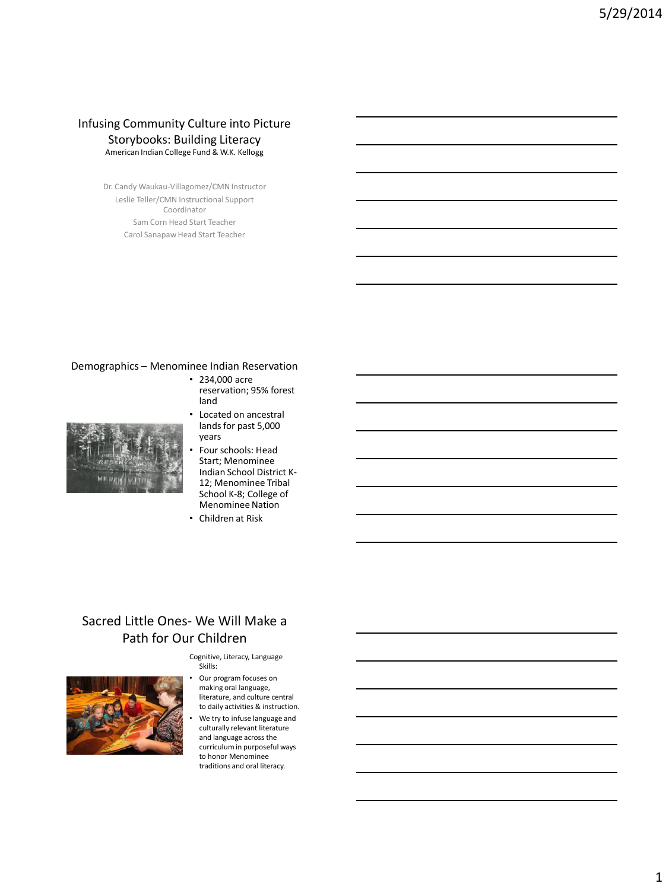## Infusing Community Culture into Picture Storybooks: Building Literacy

American Indian College Fund & W.K. Kellogg

Dr. Candy Waukau-Villagomez/CMN Instructor
Leslie Teller/CMN Instructional Support Coordinator
Sam Corn Head Start Teacher
Carol Sanapaw Head Start Teacher

## Demographics – Menominee Indian Reservation

- 234,000 acre reservation; 95% forest land
- Located on ancestral lands for past 5,000 years
- Four schools: Head Start; Menominee Indian School District K-12; Menominee Tribal School K-8; College of Menominee Nation
- Children at Risk

## Sacred Little Ones- We Will Make a Path for Our Children

Cognitive, Literacy, Language Skills:

- Our program focuses on making oral language, literature, and culture central to daily activities & instruction.
- We try to infuse language and culturally relevant literature and language across the curriculum in purposeful ways to honor Menominee traditions and oral literacy.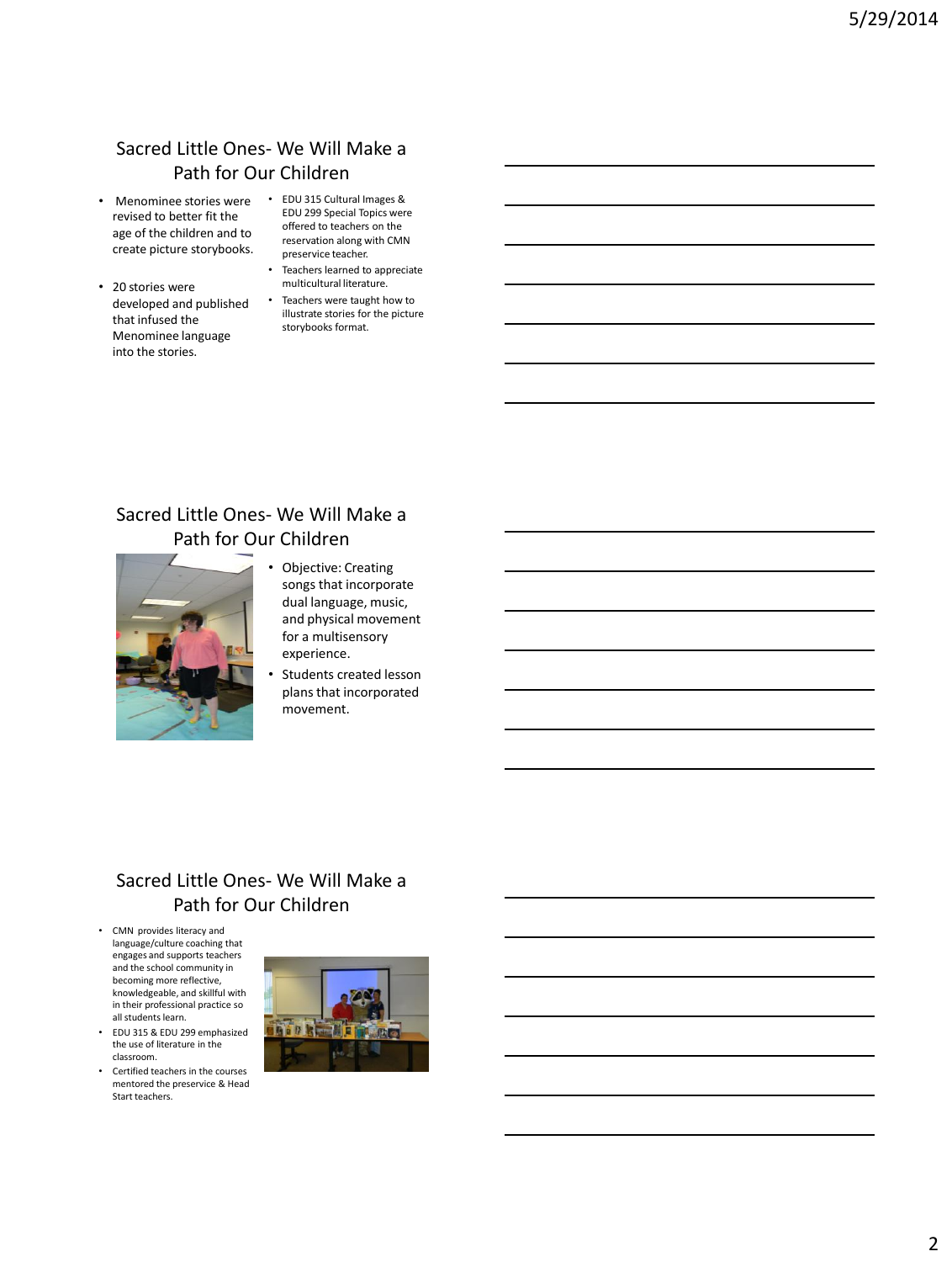## Sacred Little Ones- We Will Make a Path for Our Children

- Menominee stories were revised to better fit the age of the children and to create picture storybooks.
- 20 stories were developed and published that infused the Menominee language into the stories.
- EDU 315 Cultural Images & EDU 299 Special Topics were offered to teachers on the reservation along with CMN preservice teacher.
- Teachers learned to appreciate multicultural literature.
- Teachers were taught how to illustrate stories for the picture storybooks format.

## Sacred Little Ones- We Will Make a Path for Our Children

- Objective: Creating songs that incorporate dual language, music, and physical movement for a multisensory experience.
- Students created lesson plans that incorporated movement.

## Sacred Little Ones- We Will Make a Path for Our Children

- CMN provides literacy and language/culture coaching that engages and supports teachers and the school community in becoming more reflective, knowledgeable, and skillful with in their professional practice so all students learn.
- EDU 315 & EDU 299 emphasized the use of literature in the classroom.
- Certified teachers in the courses mentored the preservice & Head Start teachers.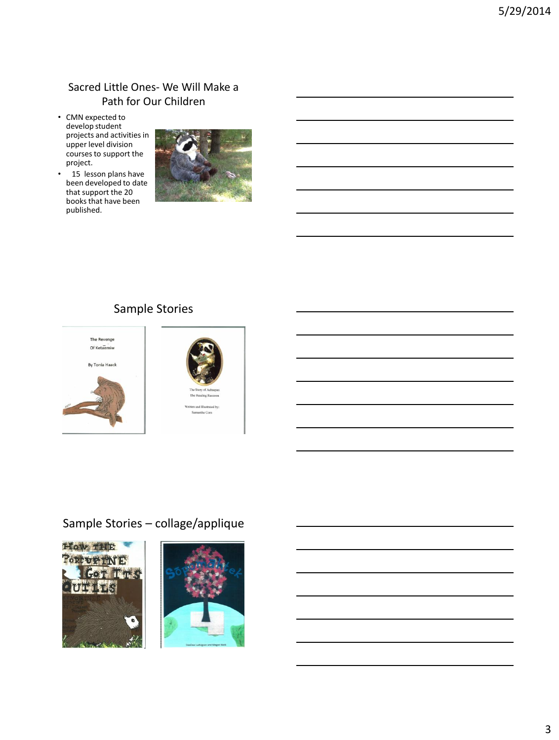## Sacred Little Ones- We Will Make a Path for Our Children

- CMN expected to develop student projects and activities in upper level division courses to support the project.
- 15 lesson plans have been developed to date that support the 20 books that have been published.

## Sample Stories

The Revenge Of Ketaemiw

By Tonia Haack

The Story of Aehsepan The Reading Raccoon

Written and Illustrated by: Samantha Corn

## Sample Stories – collage/applique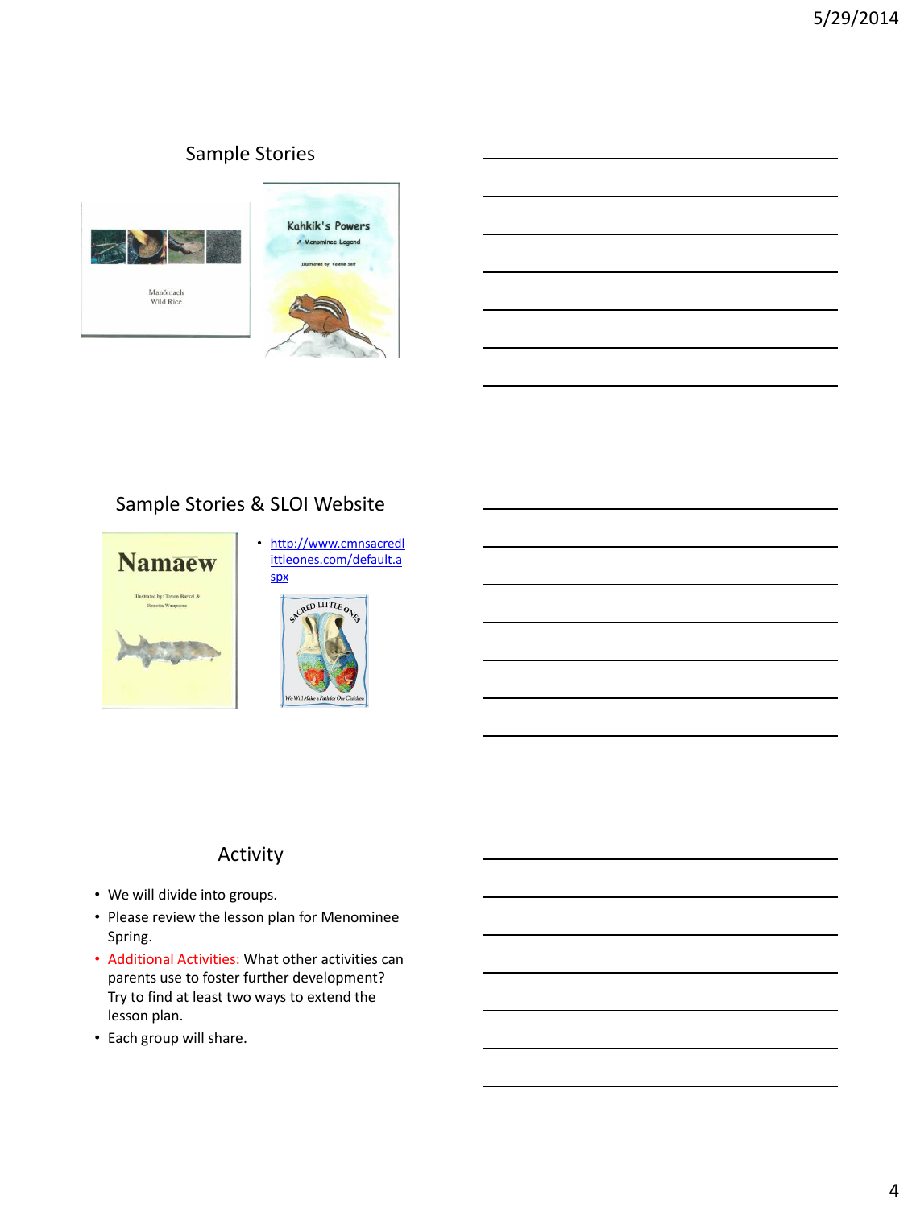## Sample Stories

Manõmach
Wild Rice

Kahkik's Powers
A Menominee Legend
Illustrated by: Valerie Self

## Sample Stories & SLOI Website

Namaew
Illustrated by: Taven Barkel & Renotta Waupoose

- http://www.cmnsacredlittleones.com/default.aspx

SACRED LITTLE ONES
We Will Make a Path for Our Children

## Activity

- We will divide into groups.
- Please review the lesson plan for Menominee Spring.
- Additional Activities: What other activities can parents use to foster further development? Try to find at least two ways to extend the lesson plan.
- Each group will share.